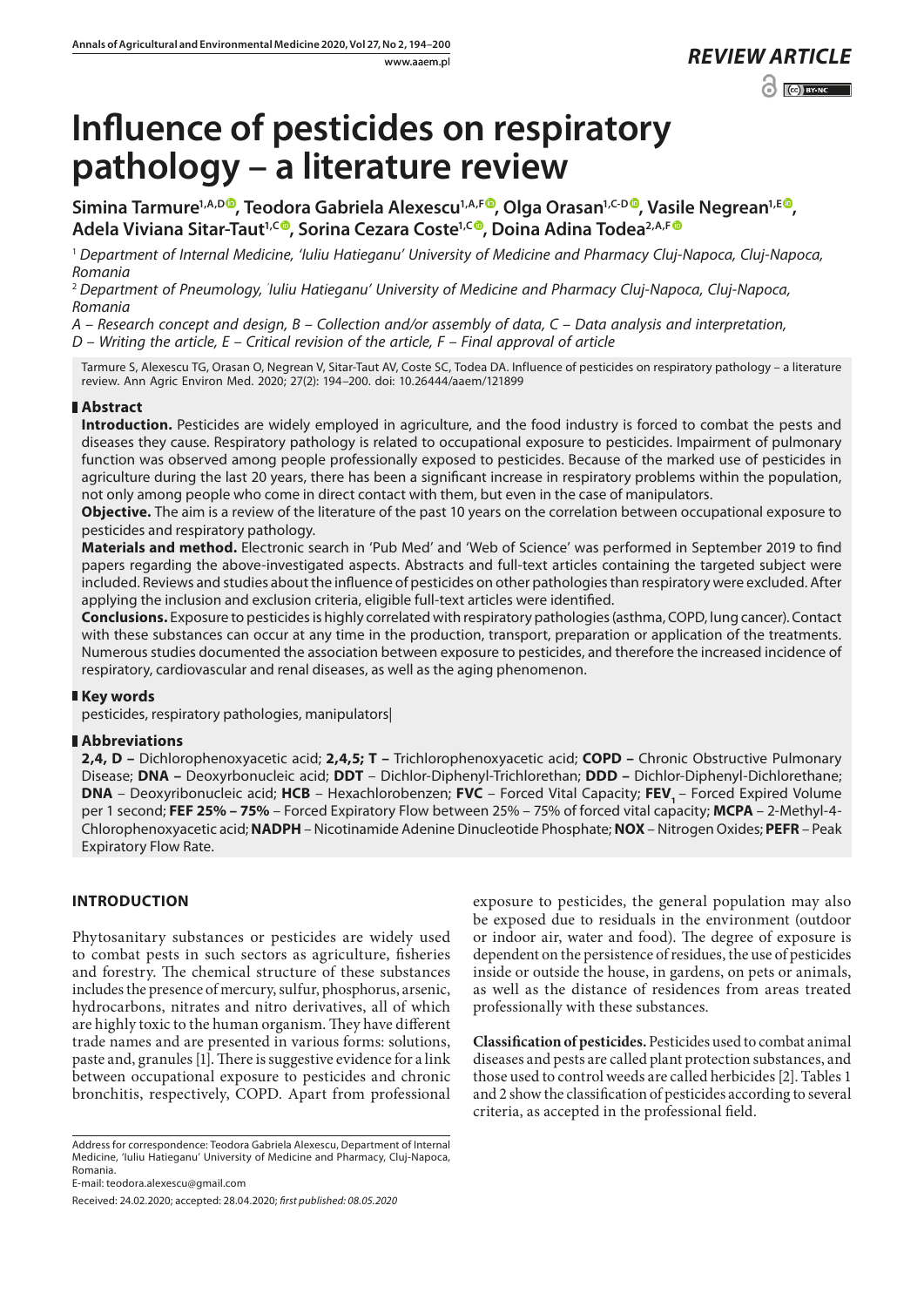*REVIEW ARTICLE*

# Influence of pesticides on respiratory pathology – a literature review

**Simina Tarmure[1,A,D], Teodora Gabriela Alexescu[1,A,F], Olga Orasan[1,C-D], Vasile Negrean[1,E], Adela Viviana Sitar-Taut[1,C], Sorina Cezara Coste[1,C], Doina Adina Todea[2,A,F]**

[1] *Department of Internal Medicine, 'Iuliu Hatieganu' University of Medicine and Pharmacy Cluj-Napoca, Cluj-Napoca, Romania*

[2] *Department of Pneumology, 'Iuliu Hatieganu' University of Medicine and Pharmacy Cluj-Napoca, Cluj-Napoca, Romania*

*A – Research concept and design, B – Collection and/or assembly of data, C – Data analysis and interpretation, D – Writing the article, E – Critical revision of the article, F – Final approval of article*

Tarmure S, Alexescu TG, Orasan O, Negrean V, Sitar-Taut AV, Coste SC, Todea DA. Influence of pesticides on respiratory pathology – a literature review. Ann Agric Environ Med. 2020; 27(2): 194–200. doi: 10.26444/aaem/121899

## Abstract

**Introduction.** Pesticides are widely employed in agriculture, and the food industry is forced to combat the pests and diseases they cause. Respiratory pathology is related to occupational exposure to pesticides. Impairment of pulmonary function was observed among people professionally exposed to pesticides. Because of the marked use of pesticides in agriculture during the last 20 years, there has been a significant increase in respiratory problems within the population, not only among people who come in direct contact with them, but even in the case of manipulators.

**Objective.** The aim is a review of the literature of the past 10 years on the correlation between occupational exposure to pesticides and respiratory pathology.

**Materials and method.** Electronic search in 'Pub Med' and 'Web of Science' was performed in September 2019 to find papers regarding the above-investigated aspects. Abstracts and full-text articles containing the targeted subject were included. Reviews and studies about the influence of pesticides on other pathologies than respiratory were excluded. After applying the inclusion and exclusion criteria, eligible full-text articles were identified.

**Conclusions.** Exposure to pesticides is highly correlated with respiratory pathologies (asthma, COPD, lung cancer). Contact with these substances can occur at any time in the production, transport, preparation or application of the treatments. Numerous studies documented the association between exposure to pesticides, and therefore the increased incidence of respiratory, cardiovascular and renal diseases, as well as the aging phenomenon.

## Key words

pesticides, respiratory pathologies, manipulators

## Abbreviations

**2,4, D –** Dichlorophenoxyacetic acid; **2,4,5; T –** Trichlorophenoxyacetic acid; **COPD –** Chronic Obstructive Pulmonary Disease; **DNA –** Deoxyrbonucleic acid; **DDT** – Dichlor-Diphenyl-Trichlorethan; **DDD –** Dichlor-Diphenyl-Dichlorethane; **DNA** – Deoxyribonucleic acid; **HCB** – Hexachlorobenzen; **FVC** – Forced Vital Capacity; **$FEV_1$** – Forced Expired Volume per 1 second; **FEF 25% – 75%** – Forced Expiratory Flow between 25% – 75% of forced vital capacity; **MCPA** – 2-Methyl-4-Chlorophenoxyacetic acid; **NADPH** – Nicotinamide Adenine Dinucleotide Phosphate; **NOX** – Nitrogen Oxides; **PEFR** – Peak Expiratory Flow Rate.

## INTRODUCTION

Phytosanitary substances or pesticides are widely used to combat pests in such sectors as agriculture, fisheries and forestry. The chemical structure of these substances includes the presence of mercury, sulfur, phosphorus, arsenic, hydrocarbons, nitrates and nitro derivatives, all of which are highly toxic to the human organism. They have different trade names and are presented in various forms: solutions, paste and, granules [1]. There is suggestive evidence for a link between occupational exposure to pesticides and chronic bronchitis, respectively, COPD. Apart from professional exposure to pesticides, the general population may also be exposed due to residuals in the environment (outdoor or indoor air, water and food). The degree of exposure is dependent on the persistence of residues, the use of pesticides inside or outside the house, in gardens, on pets or animals, as well as the distance of residences from areas treated professionally with these substances.

**Classification of pesticides.** Pesticides used to combat animal diseases and pests are called plant protection substances, and those used to control weeds are called herbicides [2]. Tables 1 and 2 show the classification of pesticides according to several criteria, as accepted in the professional field.

Address for correspondence: Teodora Gabriela Alexescu, Department of Internal Medicine, 'Iuliu Hatieganu' University of Medicine and Pharmacy, Cluj-Napoca, Romania.
E-mail: teodora.alexescu@gmail.com

Received: 24.02.2020; accepted: 28.04.2020; *first published: 08.05.2020*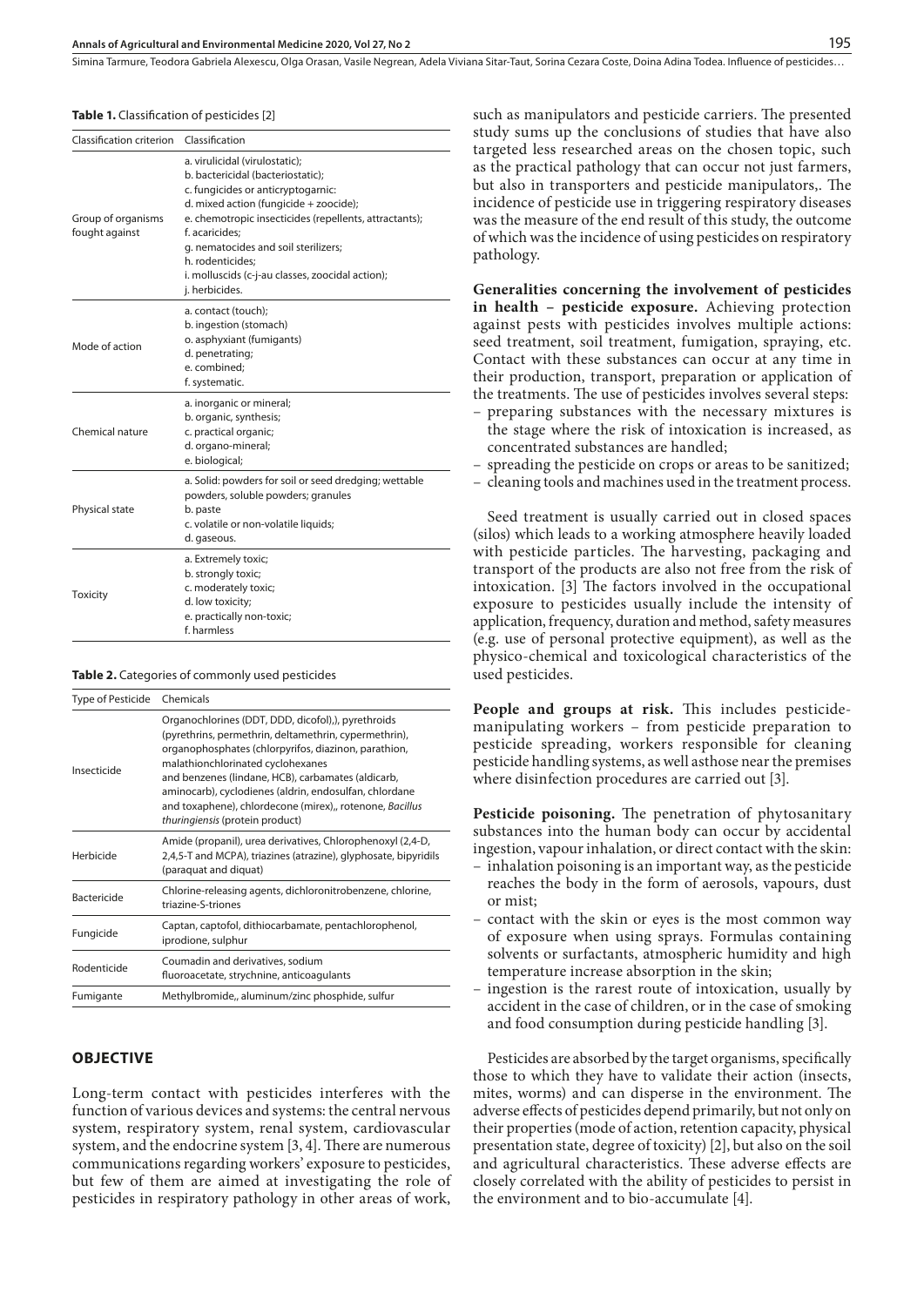**Table 1.** Classification of pesticides [2]

| Classification criterion | Classification |
|---|---|
| Group of organisms fought against | a. virulicidal (virulostatic);<br>b. bactericidal (bacteriostatic);<br>c. fungicides or anticryptogarnic:<br>d. mixed action (fungicide + zoocide);<br>e. chemotropic insecticides (repellents, attractants);<br>f. acaricides;<br>g. nematocides and soil sterilizers;<br>h. rodenticides;<br>i. molluscids (c-j-au classes, zoocidal action);<br>j. herbicides. |
| Mode of action | a. contact (touch);<br>b. ingestion (stomach)<br>o. asphyxiant (fumigants)<br>d. penetrating;<br>e. combined;<br>f. systematic. |
| Chemical nature | a. inorganic or mineral;<br>b. organic, synthesis;<br>c. practical organic;<br>d. organo-mineral;<br>e. biological; |
| Physical state | a. Solid: powders for soil or seed dredging; wettable powders, soluble powders; granules<br>b. paste<br>c. volatile or non-volatile liquids;<br>d. gaseous. |
| Toxicity | a. Extremely toxic;<br>b. strongly toxic;<br>c. moderately toxic;<br>d. low toxicity;<br>e. practically non-toxic;<br>f. harmless |

**Table 2.** Categories of commonly used pesticides

| Type of Pesticide | Chemicals |
|---|---|
| Insecticide | Organochlorines (DDT, DDD, dicofol),), pyrethroids (pyrethrins, permethrin, deltamethrin, cypermethrin), organophosphates (chlorpyrifos, diazinon, parathion, malathionchlorinated cyclohexanes and benzenes (lindane, HCB), carbamates (aldicarb, aminocarb), cyclodienes (aldrin, endosulfan, chlordane and toxaphene), chlordecone (mirex),, rotenone, *Bacillus thuringiensis* (protein product) |
| Herbicide | Amide (propanil), urea derivatives, Chlorophenoxyl (2,4-D, 2,4,5-T and MCPA), triazines (atrazine), glyphosate, bipyridils (paraquat and diquat) |
| Bactericide | Chlorine-releasing agents, dichloronitrobenzene, chlorine, triazine-S-triones |
| Fungicide | Captan, captofol, dithiocarbamate, pentachlorophenol, iprodione, sulphur |
| Rodenticide | Coumadin and derivatives, sodium fluoroacetate, strychnine, anticoagulants |
| Fumigante | Methylbromide,, aluminum/zinc phosphide, sulfur |

## OBJECTIVE

Long-term contact with pesticides interferes with the function of various devices and systems: the central nervous system, respiratory system, renal system, cardiovascular system, and the endocrine system [3, 4]. There are numerous communications regarding workers' exposure to pesticides, but few of them are aimed at investigating the role of pesticides in respiratory pathology in other areas of work, such as manipulators and pesticide carriers. The presented study sums up the conclusions of studies that have also targeted less researched areas on the chosen topic, such as the practical pathology that can occur not just farmers, but also in transporters and pesticide manipulators,. The incidence of pesticide use in triggering respiratory diseases was the measure of the end result of this study, the outcome of which was the incidence of using pesticides on respiratory pathology.

**Generalities concerning the involvement of pesticides in health – pesticide exposure.** Achieving protection against pests with pesticides involves multiple actions: seed treatment, soil treatment, fumigation, spraying, etc. Contact with these substances can occur at any time in their production, transport, preparation or application of the treatments. The use of pesticides involves several steps:

- preparing substances with the necessary mixtures is the stage where the risk of intoxication is increased, as concentrated substances are handled;
- spreading the pesticide on crops or areas to be sanitized;
- cleaning tools and machines used in the treatment process.

Seed treatment is usually carried out in closed spaces (silos) which leads to a working atmosphere heavily loaded with pesticide particles. The harvesting, packaging and transport of the products are also not free from the risk of intoxication. [3] The factors involved in the occupational exposure to pesticides usually include the intensity of application, frequency, duration and method, safety measures (e.g. use of personal protective equipment), as well as the physico-chemical and toxicological characteristics of the used pesticides.

**People and groups at risk.** This includes pesticide-manipulating workers – from pesticide preparation to pesticide spreading, workers responsible for cleaning pesticide handling systems, as well asthose near the premises where disinfection procedures are carried out [3].

**Pesticide poisoning.** The penetration of phytosanitary substances into the human body can occur by accidental ingestion, vapour inhalation, or direct contact with the skin:

- inhalation poisoning is an important way, as the pesticide reaches the body in the form of aerosols, vapours, dust or mist;
- contact with the skin or eyes is the most common way of exposure when using sprays. Formulas containing solvents or surfactants, atmospheric humidity and high temperature increase absorption in the skin;
- ingestion is the rarest route of intoxication, usually by accident in the case of children, or in the case of smoking and food consumption during pesticide handling [3].

Pesticides are absorbed by the target organisms, specifically those to which they have to validate their action (insects, mites, worms) and can disperse in the environment. The adverse effects of pesticides depend primarily, but not only on their properties (mode of action, retention capacity, physical presentation state, degree of toxicity) [2], but also on the soil and agricultural characteristics. These adverse effects are closely correlated with the ability of pesticides to persist in the environment and to bio-accumulate [4].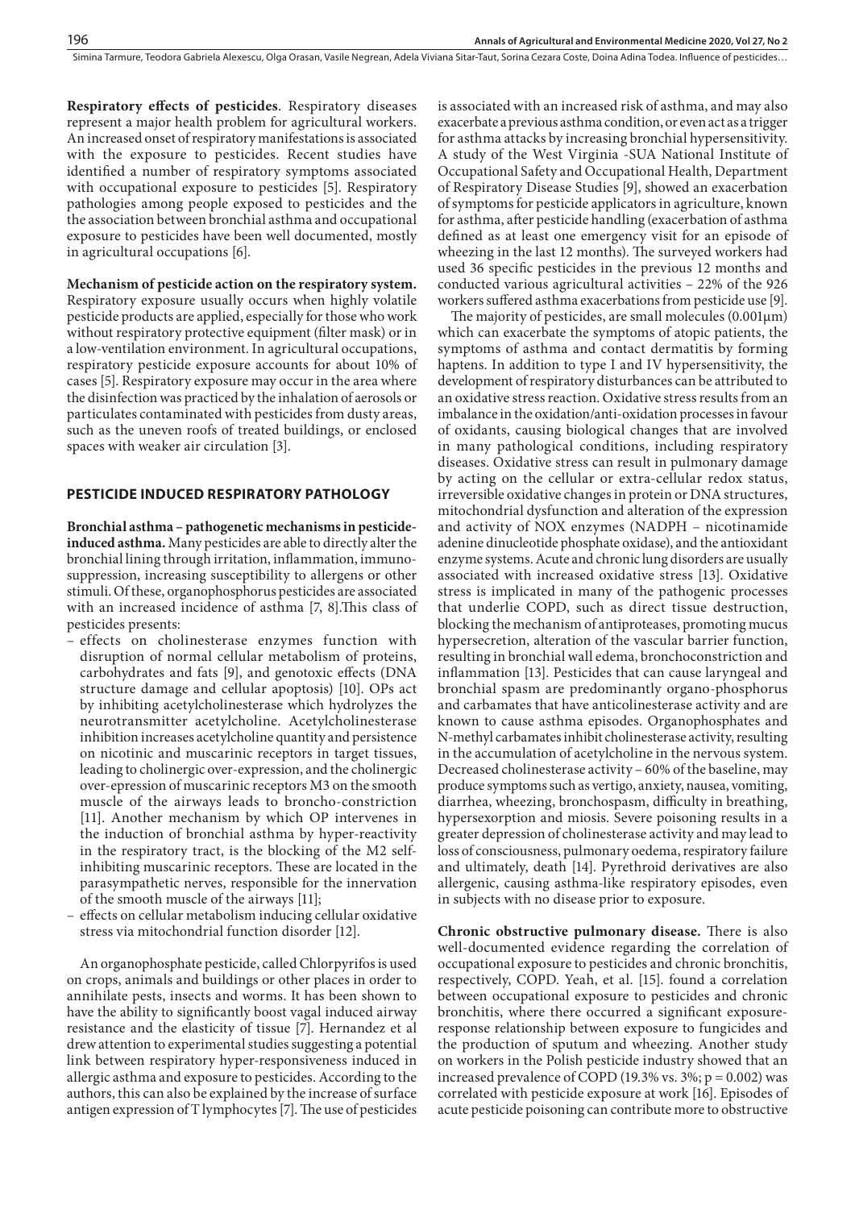**Respiratory effects of pesticides**. Respiratory diseases represent a major health problem for agricultural workers. An increased onset of respiratory manifestations is associated with the exposure to pesticides. Recent studies have identified a number of respiratory symptoms associated with occupational exposure to pesticides [5]. Respiratory pathologies among people exposed to pesticides and the the association between bronchial asthma and occupational exposure to pesticides have been well documented, mostly in agricultural occupations [6].

**Mechanism of pesticide action on the respiratory system.** Respiratory exposure usually occurs when highly volatile pesticide products are applied, especially for those who work without respiratory protective equipment (filter mask) or in a low-ventilation environment. In agricultural occupations, respiratory pesticide exposure accounts for about 10% of cases [5]. Respiratory exposure may occur in the area where the disinfection was practiced by the inhalation of aerosols or particulates contaminated with pesticides from dusty areas, such as the uneven roofs of treated buildings, or enclosed spaces with weaker air circulation [3].

## PESTICIDE INDUCED RESPIRATORY PATHOLOGY

**Bronchial asthma – pathogenetic mechanisms in pesticide-induced asthma.** Many pesticides are able to directly alter the bronchial lining through irritation, inflammation, immuno-suppression, increasing susceptibility to allergens or other stimuli. Of these, organophosphorus pesticides are associated with an increased incidence of asthma [7, 8].This class of pesticides presents:

- effects on cholinesterase enzymes function with disruption of normal cellular metabolism of proteins, carbohydrates and fats [9], and genotoxic effects (DNA structure damage and cellular apoptosis) [10]. OPs act by inhibiting acetylcholinesterase which hydrolyzes the neurotransmitter acetylcholine. Acetylcholinesterase inhibition increases acetylcholine quantity and persistence on nicotinic and muscarinic receptors in target tissues, leading to cholinergic over-expression, and the cholinergic over-epression of muscarinic receptors M3 on the smooth muscle of the airways leads to broncho-constriction [11]. Another mechanism by which OP intervenes in the induction of bronchial asthma by hyper-reactivity in the respiratory tract, is the blocking of the M2 self-inhibiting muscarinic receptors. These are located in the parasympathetic nerves, responsible for the innervation of the smooth muscle of the airways [11];
- effects on cellular metabolism inducing cellular oxidative stress via mitochondrial function disorder [12].

An organophosphate pesticide, called Chlorpyrifos is used on crops, animals and buildings or other places in order to annihilate pests, insects and worms. It has been shown to have the ability to significantly boost vagal induced airway resistance and the elasticity of tissue [7]. Hernandez et al drew attention to experimental studies suggesting a potential link between respiratory hyper-responsiveness induced in allergic asthma and exposure to pesticides. According to the authors, this can also be explained by the increase of surface antigen expression of T lymphocytes [7]. The use of pesticides is associated with an increased risk of asthma, and may also exacerbate a previous asthma condition, or even act as a trigger for asthma attacks by increasing bronchial hypersensitivity. A study of the West Virginia -SUA National Institute of Occupational Safety and Occupational Health, Department of Respiratory Disease Studies [9], showed an exacerbation of symptoms for pesticide applicators in agriculture, known for asthma, after pesticide handling (exacerbation of asthma defined as at least one emergency visit for an episode of wheezing in the last 12 months). The surveyed workers had used 36 specific pesticides in the previous 12 months and conducted various agricultural activities – 22% of the 926 workers suffered asthma exacerbations from pesticide use [9].

The majority of pesticides, are small molecules (0.001μm) which can exacerbate the symptoms of atopic patients, the symptoms of asthma and contact dermatitis by forming haptens. In addition to type I and IV hypersensitivity, the development of respiratory disturbances can be attributed to an oxidative stress reaction. Oxidative stress results from an imbalance in the oxidation/anti-oxidation processes in favour of oxidants, causing biological changes that are involved in many pathological conditions, including respiratory diseases. Oxidative stress can result in pulmonary damage by acting on the cellular or extra-cellular redox status, irreversible oxidative changes in protein or DNA structures, mitochondrial dysfunction and alteration of the expression and activity of NOX enzymes (NADPH – nicotinamide adenine dinucleotide phosphate oxidase), and the antioxidant enzyme systems. Acute and chronic lung disorders are usually associated with increased oxidative stress [13]. Oxidative stress is implicated in many of the pathogenic processes that underlie COPD, such as direct tissue destruction, blocking the mechanism of antiproteases, promoting mucus hypersecretion, alteration of the vascular barrier function, resulting in bronchial wall edema, bronchoconstriction and inflammation [13]. Pesticides that can cause laryngeal and bronchial spasm are predominantly organo-phosphorus and carbamates that have anticolinesterase activity and are known to cause asthma episodes. Organophosphates and N-methyl carbamates inhibit cholinesterase activity, resulting in the accumulation of acetylcholine in the nervous system. Decreased cholinesterase activity – 60% of the baseline, may produce symptoms such as vertigo, anxiety, nausea, vomiting, diarrhea, wheezing, bronchospasm, difficulty in breathing, hypersexorption and miosis. Severe poisoning results in a greater depression of cholinesterase activity and may lead to loss of consciousness, pulmonary oedema, respiratory failure and ultimately, death [14]. Pyrethroid derivatives are also allergenic, causing asthma-like respiratory episodes, even in subjects with no disease prior to exposure.

**Chronic obstructive pulmonary disease.** There is also well-documented evidence regarding the correlation of occupational exposure to pesticides and chronic bronchitis, respectively, COPD. Yeah, et al. [15]. found a correlation between occupational exposure to pesticides and chronic bronchitis, where there occurred a significant exposure-response relationship between exposure to fungicides and the production of sputum and wheezing. Another study on workers in the Polish pesticide industry showed that an increased prevalence of COPD (19.3% vs. 3%; $p = 0.002$) was correlated with pesticide exposure at work [16]. Episodes of acute pesticide poisoning can contribute more to obstructive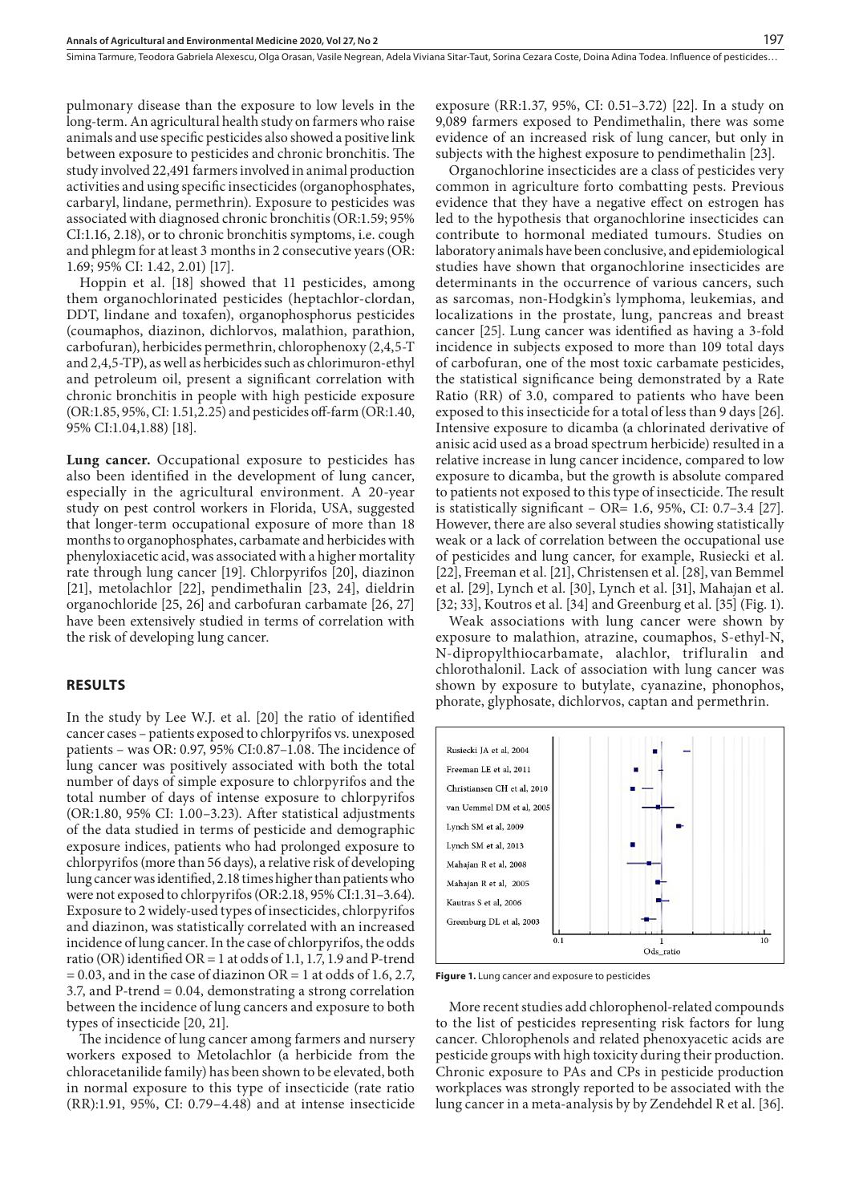pulmonary disease than the exposure to low levels in the long-term. An agricultural health study on farmers who raise animals and use specific pesticides also showed a positive link between exposure to pesticides and chronic bronchitis. The study involved 22,491 farmers involved in animal production activities and using specific insecticides (organophosphates, carbaryl, lindane, permethrin). Exposure to pesticides was associated with diagnosed chronic bronchitis (OR:1.59; 95% CI:1.16, 2.18), or to chronic bronchitis symptoms, i.e. cough and phlegm for at least 3 months in 2 consecutive years (OR: 1.69; 95% CI: 1.42, 2.01) [17].

Hoppin et al. [18] showed that 11 pesticides, among them organochlorinated pesticides (heptachlor-clordan, DDT, lindane and toxafen), organophosphorus pesticides (coumaphos, diazinon, dichlorvos, malathion, parathion, carbofuran), herbicides permethrin, chlorophenoxy (2,4,5-T and 2,4,5-TP), as well as herbicides such as chlorimuron-ethyl and petroleum oil, present a significant correlation with chronic bronchitis in people with high pesticide exposure (OR:1.85, 95%, CI: 1.51,2.25) and pesticides off-farm (OR:1.40, 95% CI:1.04,1.88) [18].

**Lung cancer.** Occupational exposure to pesticides has also been identified in the development of lung cancer, especially in the agricultural environment. A 20-year study on pest control workers in Florida, USA, suggested that longer-term occupational exposure of more than 18 months to organophosphates, carbamate and herbicides with phenyloxiacetic acid, was associated with a higher mortality rate through lung cancer [19]. Chlorpyrifos [20], diazinon [21], metolachlor [22], pendimethalin [23, 24], dieldrin organochloride [25, 26] and carbofuran carbamate [26, 27] have been extensively studied in terms of correlation with the risk of developing lung cancer.

## RESULTS

In the study by Lee W.J. et al. [20] the ratio of identified cancer cases – patients exposed to chlorpyrifos vs. unexposed patients – was OR: 0.97, 95% CI:0.87–1.08. The incidence of lung cancer was positively associated with both the total number of days of simple exposure to chlorpyrifos and the total number of days of intense exposure to chlorpyrifos (OR:1.80, 95% CI: 1.00–3.23). After statistical adjustments of the data studied in terms of pesticide and demographic exposure indices, patients who had prolonged exposure to chlorpyrifos (more than 56 days), a relative risk of developing lung cancer was identified, 2.18 times higher than patients who were not exposed to chlorpyrifos (OR:2.18, 95% CI:1.31–3.64). Exposure to 2 widely-used types of insecticides, chlorpyrifos and diazinon, was statistically correlated with an increased incidence of lung cancer. In the case of chlorpyrifos, the odds ratio (OR) identified OR = 1 at odds of 1.1, 1.7, 1.9 and P-trend = 0.03, and in the case of diazinon OR = 1 at odds of 1.6, 2.7, 3.7, and P-trend = 0.04, demonstrating a strong correlation between the incidence of lung cancers and exposure to both types of insecticide [20, 21].

The incidence of lung cancer among farmers and nursery workers exposed to Metolachlor (a herbicide from the chloracetanilide family) has been shown to be elevated, both in normal exposure to this type of insecticide (rate ratio (RR):1.91, 95%, CI: 0.79–4.48) and at intense insecticide exposure (RR:1.37, 95%, CI: 0.51–3.72) [22]. In a study on 9,089 farmers exposed to Pendimethalin, there was some evidence of an increased risk of lung cancer, but only in subjects with the highest exposure to pendimethalin [23].

Organochlorine insecticides are a class of pesticides very common in agriculture forto combatting pests. Previous evidence that they have a negative effect on estrogen has led to the hypothesis that organochlorine insecticides can contribute to hormonal mediated tumours. Studies on laboratory animals have been conclusive, and epidemiological studies have shown that organochlorine insecticides are determinants in the occurrence of various cancers, such as sarcomas, non-Hodgkin's lymphoma, leukemias, and localizations in the prostate, lung, pancreas and breast cancer [25]. Lung cancer was identified as having a 3-fold incidence in subjects exposed to more than 109 total days of carbofuran, one of the most toxic carbamate pesticides, the statistical significance being demonstrated by a Rate Ratio (RR) of 3.0, compared to patients who have been exposed to this insecticide for a total of less than 9 days [26]. Intensive exposure to dicamba (a chlorinated derivative of anisic acid used as a broad spectrum herbicide) resulted in a relative increase in lung cancer incidence, compared to low exposure to dicamba, but the growth is absolute compared to patients not exposed to this type of insecticide. The result is statistically significant – OR= 1.6, 95%, CI: 0.7–3.4 [27]. However, there are also several studies showing statistically weak or a lack of correlation between the occupational use of pesticides and lung cancer, for example, Rusiecki et al. [22], Freeman et al. [21], Christensen et al. [28], van Bemmel et al. [29], Lynch et al. [30], Lynch et al. [31], Mahajan et al. [32; 33], Koutros et al. [34] and Greenburg et al. [35] (Fig. 1).

Weak associations with lung cancer were shown by exposure to malathion, atrazine, coumaphos, S-ethyl-N, N-dipropylthiocarbamate, alachlor, trifluralin and chlorothalonil. Lack of association with lung cancer was shown by exposure to butylate, cyanazine, phonophos, phorate, glyphosate, dichlorvos, captan and permethrin.

**Figure 1.** Lung cancer and exposure to pesticides

More recent studies add chlorophenol-related compounds to the list of pesticides representing risk factors for lung cancer. Chlorophenols and related phenoxyacetic acids are pesticide groups with high toxicity during their production. Chronic exposure to PAs and CPs in pesticide production workplaces was strongly reported to be associated with the lung cancer in a meta-analysis by by Zendehdel R et al. [36].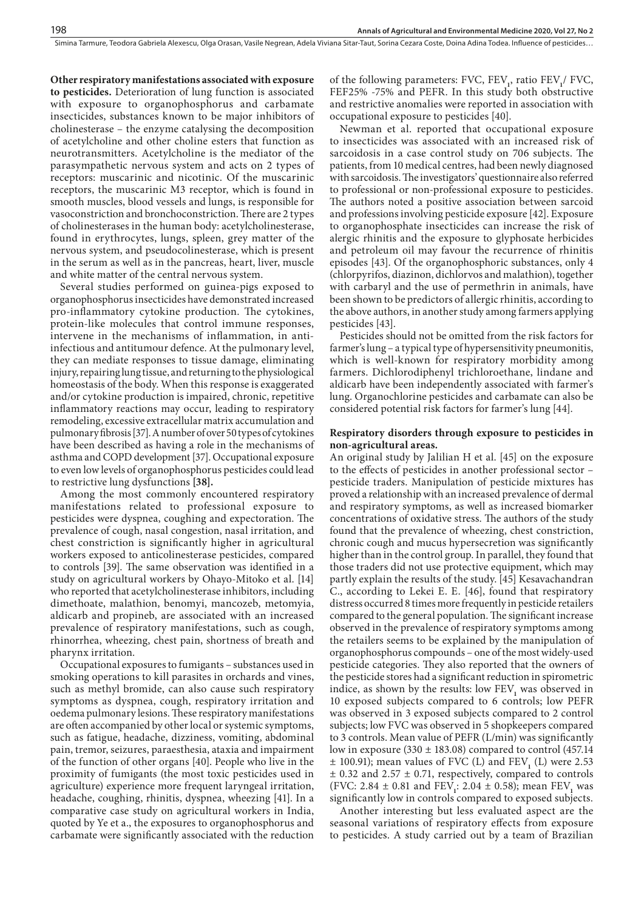**Other respiratory manifestations associated with exposure to pesticides.** Deterioration of lung function is associated with exposure to organophosphorus and carbamate insecticides, substances known to be major inhibitors of cholinesterase – the enzyme catalysing the decomposition of acetylcholine and other choline esters that function as neurotransmitters. Acetylcholine is the mediator of the parasympathetic nervous system and acts on 2 types of receptors: muscarinic and nicotinic. Of the muscarinic receptors, the muscarinic M3 receptor, which is found in smooth muscles, blood vessels and lungs, is responsible for vasoconstriction and bronchoconstriction. There are 2 types of cholinesterases in the human body: acetylcholinesterase, found in erythrocytes, lungs, spleen, grey matter of the nervous system, and pseudocolinesterase, which is present in the serum as well as in the pancreas, heart, liver, muscle and white matter of the central nervous system.

Several studies performed on guinea-pigs exposed to organophosphorus insecticides have demonstrated increased pro-inflammatory cytokine production. The cytokines, protein-like molecules that control immune responses, intervene in the mechanisms of inflammation, in anti-infectious and antitumour defence. At the pulmonary level, they can mediate responses to tissue damage, eliminating injury, repairing lung tissue, and returning to the physiological homeostasis of the body. When this response is exaggerated and/or cytokine production is impaired, chronic, repetitive inflammatory reactions may occur, leading to respiratory remodeling, excessive extracellular matrix accumulation and pulmonary fibrosis [37]. A number of over 50 types of cytokines have been described as having a role in the mechanisms of asthma and COPD development [37]. Occupational exposure to even low levels of organophosphorus pesticides could lead to restrictive lung dysfunctions **[38].**

Among the most commonly encountered respiratory manifestations related to professional exposure to pesticides were dyspnea, coughing and expectoration. The prevalence of cough, nasal congestion, nasal irritation, and chest constriction is significantly higher in agricultural workers exposed to anticolinesterase pesticides, compared to controls [39]. The same observation was identified in a study on agricultural workers by Ohayo-Mitoko et al. [14] who reported that acetylcholinesterase inhibitors, including dimethoate, malathion, benomyi, mancozeb, metomyia, aldicarb and propineb, are associated with an increased prevalence of respiratory manifestations, such as cough, rhinorrhea, wheezing, chest pain, shortness of breath and pharynx irritation.

Occupational exposures to fumigants – substances used in smoking operations to kill parasites in orchards and vines, such as methyl bromide, can also cause such respiratory symptoms as dyspnea, cough, respiratory irritation and oedema pulmonary lesions. These respiratory manifestations are often accompanied by other local or systemic symptoms, such as fatigue, headache, dizziness, vomiting, abdominal pain, tremor, seizures, paraesthesia, ataxia and impairment of the function of other organs [40]. People who live in the proximity of fumigants (the most toxic pesticides used in agriculture) experience more frequent laryngeal irritation, headache, coughing, rhinitis, dyspnea, wheezing [41]. In a comparative case study on agricultural workers in India, quoted by Ye et a., the exposures to organophosphorus and carbamate were significantly associated with the reduction of the following parameters: FVC, $FEV_1$, ratio $FEV_1$/ FVC, FEF25% -75% and PEFR. In this study both obstructive and restrictive anomalies were reported in association with occupational exposure to pesticides [40].

Newman et al. reported that occupational exposure to insecticides was associated with an increased risk of sarcoidosis in a case control study on 706 subjects. The patients, from 10 medical centres, had been newly diagnosed with sarcoidosis. The investigators' questionnaire also referred to professional or non-professional exposure to pesticides. The authors noted a positive association between sarcoid and professions involving pesticide exposure [42]. Exposure to organophosphate insecticides can increase the risk of alergic rhinitis and the exposure to glyphosate herbicides and petroleum oil may favour the recurrence of rhinitis episodes [43]. Of the organophosphoric substances, only 4 (chlorpyrifos, diazinon, dichlorvos and malathion), together with carbaryl and the use of permethrin in animals, have been shown to be predictors of allergic rhinitis, according to the above authors, in another study among farmers applying pesticides [43].

Pesticides should not be omitted from the risk factors for farmer's lung – a typical type of hypersensitivity pneumonitis, which is well-known for respiratory morbidity among farmers. Dichlorodiphenyl trichloroethane, lindane and aldicarb have been independently associated with farmer's lung. Organochlorine pesticides and carbamate can also be considered potential risk factors for farmer's lung [44].

**Respiratory disorders through exposure to pesticides in non-agricultural areas.**

An original study by Jalilian H et al. [45] on the exposure to the effects of pesticides in another professional sector – pesticide traders. Manipulation of pesticide mixtures has proved a relationship with an increased prevalence of dermal and respiratory symptoms, as well as increased biomarker concentrations of oxidative stress. The authors of the study found that the prevalence of wheezing, chest constriction, chronic cough and mucus hypersecretion was significantly higher than in the control group. In parallel, they found that those traders did not use protective equipment, which may partly explain the results of the study. [45] Kesavachandran C., according to Lekei E. E. [46], found that respiratory distress occurred 8 times more frequently in pesticide retailers compared to the general population. The significant increase observed in the prevalence of respiratory symptoms among the retailers seems to be explained by the manipulation of organophosphorus compounds – one of the most widely-used pesticide categories. They also reported that the owners of the pesticide stores had a significant reduction in spirometric indice, as shown by the results: low $FEV_1$ was observed in 10 exposed subjects compared to 6 controls; low PEFR was observed in 3 exposed subjects compared to 2 control subjects; low FVC was observed in 5 shopkeepers compared to 3 controls. Mean value of PEFR (L/min) was significantly low in exposure ($330 \pm 183.08$) compared to control ($457.14 \pm 100.91$); mean values of FVC (L) and $FEV_1$ (L) were $2.53 \pm 0.32$ and $2.57 \pm 0.71$, respectively, compared to controls (FVC: $2.84 \pm 0.81$ and $FEV_1$: $2.04 \pm 0.58$); mean $FEV_1$ was significantly low in controls compared to exposed subjects.

Another interesting but less evaluated aspect are the seasonal variations of respiratory effects from exposure to pesticides. A study carried out by a team of Brazilian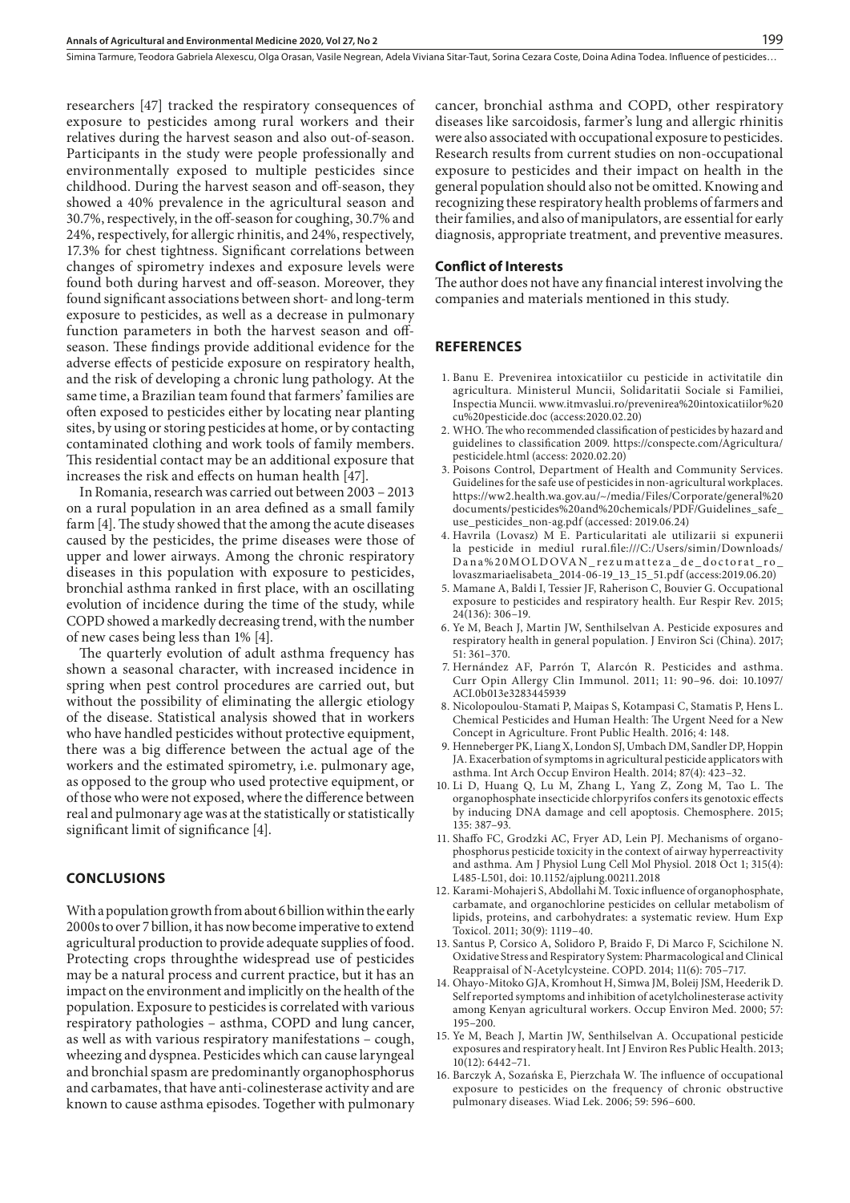researchers [47] tracked the respiratory consequences of exposure to pesticides among rural workers and their relatives during the harvest season and also out-of-season. Participants in the study were people professionally and environmentally exposed to multiple pesticides since childhood. During the harvest season and off-season, they showed a 40% prevalence in the agricultural season and 30.7%, respectively, in the off-season for coughing, 30.7% and 24%, respectively, for allergic rhinitis, and 24%, respectively, 17.3% for chest tightness. Significant correlations between changes of spirometry indexes and exposure levels were found both during harvest and off-season. Moreover, they found significant associations between short- and long-term exposure to pesticides, as well as a decrease in pulmonary function parameters in both the harvest season and off-season. These findings provide additional evidence for the adverse effects of pesticide exposure on respiratory health, and the risk of developing a chronic lung pathology. At the same time, a Brazilian team found that farmers' families are often exposed to pesticides either by locating near planting sites, by using or storing pesticides at home, or by contacting contaminated clothing and work tools of family members. This residential contact may be an additional exposure that increases the risk and effects on human health [47].

In Romania, research was carried out between 2003 – 2013 on a rural population in an area defined as a small family farm [4]. The study showed that the among the acute diseases caused by the pesticides, the prime diseases were those of upper and lower airways. Among the chronic respiratory diseases in this population with exposure to pesticides, bronchial asthma ranked in first place, with an oscillating evolution of incidence during the time of the study, while COPD showed a markedly decreasing trend, with the number of new cases being less than 1% [4].

The quarterly evolution of adult asthma frequency has shown a seasonal character, with increased incidence in spring when pest control procedures are carried out, but without the possibility of eliminating the allergic etiology of the disease. Statistical analysis showed that in workers who have handled pesticides without protective equipment, there was a big difference between the actual age of the workers and the estimated spirometry, i.e. pulmonary age, as opposed to the group who used protective equipment, or of those who were not exposed, where the difference between real and pulmonary age was at the statistically or statistically significant limit of significance [4].

## CONCLUSIONS

With a population growth from about 6 billion within the early 2000s to over 7 billion, it has now become imperative to extend agricultural production to provide adequate supplies of food. Protecting crops throughthe widespread use of pesticides may be a natural process and current practice, but it has an impact on the environment and implicitly on the health of the population. Exposure to pesticides is correlated with various respiratory pathologies – asthma, COPD and lung cancer, as well as with various respiratory manifestations – cough, wheezing and dyspnea. Pesticides which can cause laryngeal and bronchial spasm are predominantly organophosphorus and carbamates, that have anti-colinesterase activity and are known to cause asthma episodes. Together with pulmonary cancer, bronchial asthma and COPD, other respiratory diseases like sarcoidosis, farmer's lung and allergic rhinitis were also associated with occupational exposure to pesticides. Research results from current studies on non-occupational exposure to pesticides and their impact on health in the general population should also not be omitted. Knowing and recognizing these respiratory health problems of farmers and their families, and also of manipulators, are essential for early diagnosis, appropriate treatment, and preventive measures.

### Conflict of Interests

The author does not have any financial interest involving the companies and materials mentioned in this study.

## REFERENCES

1. Banu E. Prevenirea intoxicatiilor cu pesticide in activitatile din agricultura. Ministerul Muncii, Solidaritatii Sociale si Familiei, Inspectia Muncii. www.itmvaslui.ro/prevenirea%20intoxicatiilor%20cu%20pesticide.doc (access:2020.02.20)
2. WHO. The who recommended classification of pesticides by hazard and guidelines to classification 2009. https://conspecte.com/Agricultura/pesticidele.html (access: 2020.02.20)
3. Poisons Control, Department of Health and Community Services. Guidelines for the safe use of pesticides in non-agricultural workplaces. https://ww2.health.wa.gov.au/~/media/Files/Corporate/general%20documents/pesticides%20and%20chemicals/PDF/Guidelines_safe_use_pesticides_non-ag.pdf (accessed: 2019.06.24)
4. Havrila (Lovasz) M E. Particularitati ale utilizarii si expunerii la pesticide in mediul rural.file:///C:/Users/simin/Downloads/Dana%20MOLDOVAN_rezumatteza_de_doctorat_ro_lovaszmariaelisabeta_2014-06-19_13_15_51.pdf (access:2019.06.20)
5. Mamane A, Baldi I, Tessier JF, Raherison C, Bouvier G. Occupational exposure to pesticides and respiratory health. Eur Respir Rev. 2015; 24(136): 306–19.
6. Ye M, Beach J, Martin JW, Senthilselvan A. Pesticide exposures and respiratory health in general population. J Environ Sci (China). 2017; 51: 361–370.
7. Hernández AF, Parrón T, Alarcón R. Pesticides and asthma. Curr Opin Allergy Clin Immunol. 2011; 11: 90–96. doi: 10.1097/ACI.0b013e3283445939
8. Nicolopoulou-Stamati P, Maipas S, Kotampasi C, Stamatis P, Hens L. Chemical Pesticides and Human Health: The Urgent Need for a New Concept in Agriculture. Front Public Health. 2016; 4: 148.
9. Henneberger PK, Liang X, London SJ, Umbach DM, Sandler DP, Hoppin JA. Exacerbation of symptoms in agricultural pesticide applicators with asthma. Int Arch Occup Environ Health. 2014; 87(4): 423–32.
10. Li D, Huang Q, Lu M, Zhang L, Yang Z, Zong M, Tao L. The organophosphate insecticide chlorpyrifos confers its genotoxic effects by inducing DNA damage and cell apoptosis. Chemosphere. 2015; 135: 387–93.
11. Shaffo FC, Grodzki AC, Fryer AD, Lein PJ. Mechanisms of organophosphorus pesticide toxicity in the context of airway hyperreactivity and asthma. Am J Physiol Lung Cell Mol Physiol. 2018 Oct 1; 315(4): L485-L501, doi: 10.1152/ajplung.00211.2018
12. Karami-Mohajeri S, Abdollahi M. Toxic influence of organophosphate, carbamate, and organochlorine pesticides on cellular metabolism of lipids, proteins, and carbohydrates: a systematic review. Hum Exp Toxicol. 2011; 30(9): 1119–40.
13. Santus P, Corsico A, Solidoro P, Braido F, Di Marco F, Scichilone N. Oxidative Stress and Respiratory System: Pharmacological and Clinical Reappraisal of N-Acetylcysteine. COPD. 2014; 11(6): 705–717.
14. Ohayo-Mitoko GJA, Kromhout H, Simwa JM, Boleij JSM, Heederik D. Self reported symptoms and inhibition of acetylcholinesterase activity among Kenyan agricultural workers. Occup Environ Med. 2000; 57: 195–200.
15. Ye M, Beach J, Martin JW, Senthilselvan A. Occupational pesticide exposures and respiratory healt. Int J Environ Res Public Health. 2013; 10(12): 6442–71.
16. Barczyk A, Sozańska E, Pierzchała W. The influence of occupational exposure to pesticides on the frequency of chronic obstructive pulmonary diseases. Wiad Lek. 2006; 59: 596–600.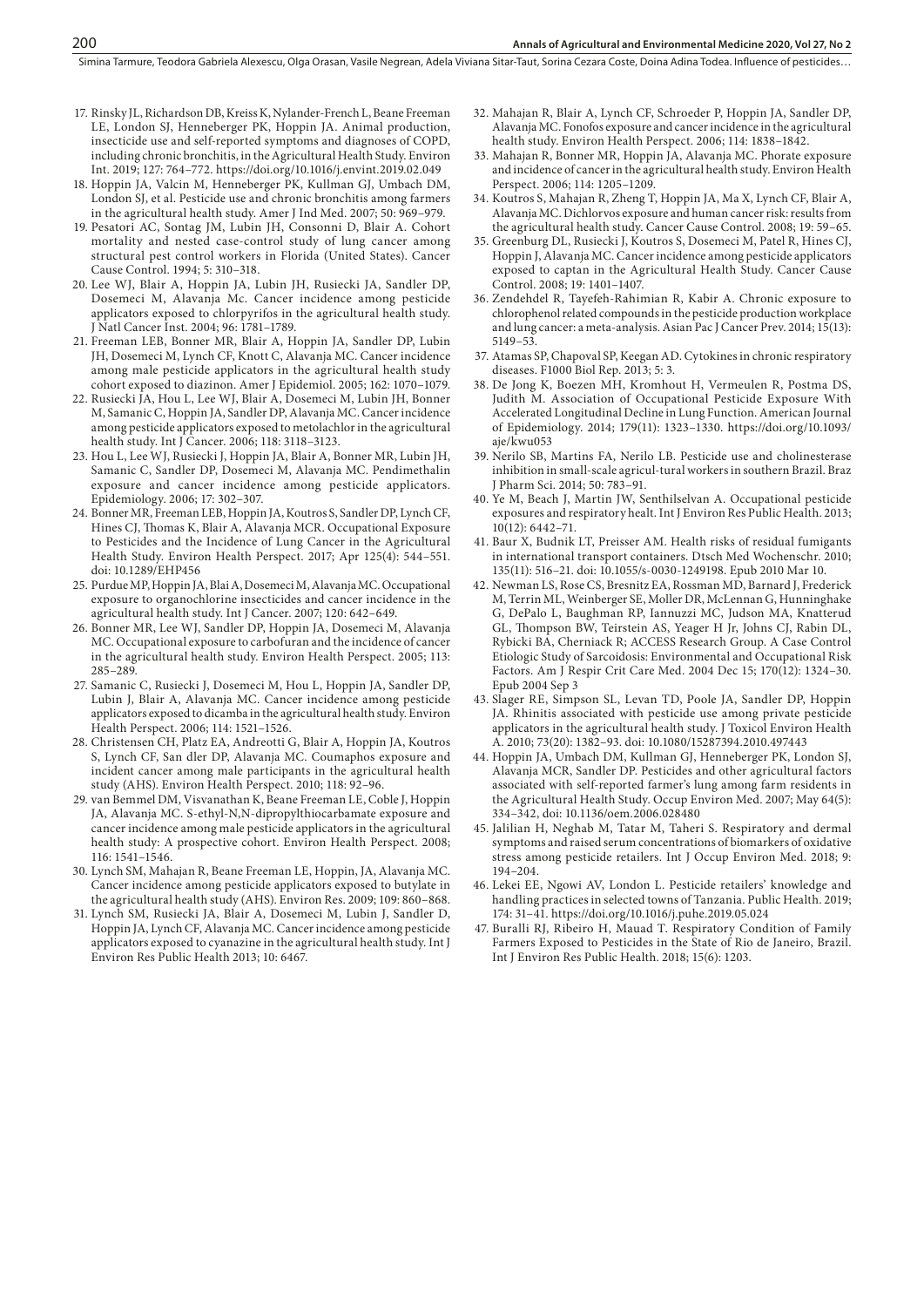17. Rinsky JL, Richardson DB, Kreiss K, Nylander-French L, Beane Freeman LE, London SJ, Henneberger PK, Hoppin JA. Animal production, insecticide use and self-reported symptoms and diagnoses of COPD, including chronic bronchitis, in the Agricultural Health Study. Environ Int. 2019; 127: 764–772. https://doi.org/10.1016/j.envint.2019.02.049
18. Hoppin JA, Valcin M, Henneberger PK, Kullman GJ, Umbach DM, London SJ, et al. Pesticide use and chronic bronchitis among farmers in the agricultural health study. Amer J Ind Med. 2007; 50: 969–979.
19. Pesatori AC, Sontag JM, Lubin JH, Consonni D, Blair A. Cohort mortality and nested case-control study of lung cancer among structural pest control workers in Florida (United States). Cancer Cause Control. 1994; 5: 310–318.
20. Lee WJ, Blair A, Hoppin JA, Lubin JH, Rusiecki JA, Sandler DP, Dosemeci M, Alavanja Mc. Cancer incidence among pesticide applicators exposed to chlorpyrifos in the agricultural health study. J Natl Cancer Inst. 2004; 96: 1781–1789.
21. Freeman LEB, Bonner MR, Blair A, Hoppin JA, Sandler DP, Lubin JH, Dosemeci M, Lynch CF, Knott C, Alavanja MC. Cancer incidence among male pesticide applicators in the agricultural health study cohort exposed to diazinon. Amer J Epidemiol. 2005; 162: 1070–1079.
22. Rusiecki JA, Hou L, Lee WJ, Blair A, Dosemeci M, Lubin JH, Bonner M, Samanic C, Hoppin JA, Sandler DP, Alavanja MC. Cancer incidence among pesticide applicators exposed to metolachlor in the agricultural health study. Int J Cancer. 2006; 118: 3118–3123.
23. Hou L, Lee WJ, Rusiecki J, Hoppin JA, Blair A, Bonner MR, Lubin JH, Samanic C, Sandler DP, Dosemeci M, Alavanja MC. Pendimethalin exposure and cancer incidence among pesticide applicators. Epidemiology. 2006; 17: 302–307.
24. Bonner MR, Freeman LEB, Hoppin JA, Koutros S, Sandler DP, Lynch CF, Hines CJ, Thomas K, Blair A, Alavanja MCR. Occupational Exposure to Pesticides and the Incidence of Lung Cancer in the Agricultural Health Study. Environ Health Perspect. 2017; Apr 125(4): 544–551. doi: 10.1289/EHP456
25. Purdue MP, Hoppin JA, Blai A, Dosemeci M, Alavanja MC. Occupational exposure to organochlorine insecticides and cancer incidence in the agricultural health study. Int J Cancer. 2007; 120: 642–649.
26. Bonner MR, Lee WJ, Sandler DP, Hoppin JA, Dosemeci M, Alavanja MC. Occupational exposure to carbofuran and the incidence of cancer in the agricultural health study. Environ Health Perspect. 2005; 113: 285–289.
27. Samanic C, Rusiecki J, Dosemeci M, Hou L, Hoppin JA, Sandler DP, Lubin J, Blair A, Alavanja MC. Cancer incidence among pesticide applicators exposed to dicamba in the agricultural health study. Environ Health Perspect. 2006; 114: 1521–1526.
28. Christensen CH, Platz EA, Andreotti G, Blair A, Hoppin JA, Koutros S, Lynch CF, San dler DP, Alavanja MC. Coumaphos exposure and incident cancer among male participants in the agricultural health study (AHS). Environ Health Perspect. 2010; 118: 92–96.
29. van Bemmel DM, Visvanathan K, Beane Freeman LE, Coble J, Hoppin JA, Alavanja MC. S-ethyl-N,N-dipropylthiocarbamate exposure and cancer incidence among male pesticide applicators in the agricultural health study: A prospective cohort. Environ Health Perspect. 2008; 116: 1541–1546.
30. Lynch SM, Mahajan R, Beane Freeman LE, Hoppin, JA, Alavanja MC. Cancer incidence among pesticide applicators exposed to butylate in the agricultural health study (AHS). Environ Res. 2009; 109: 860–868.
31. Lynch SM, Rusiecki JA, Blair A, Dosemeci M, Lubin J, Sandler D, Hoppin JA, Lynch CF, Alavanja MC. Cancer incidence among pesticide applicators exposed to cyanazine in the agricultural health study. Int J Environ Res Public Health 2013; 10: 6467.
32. Mahajan R, Blair A, Lynch CF, Schroeder P, Hoppin JA, Sandler DP, Alavanja MC. Fonofos exposure and cancer incidence in the agricultural health study. Environ Health Perspect. 2006; 114: 1838–1842.
33. Mahajan R, Bonner MR, Hoppin JA, Alavanja MC. Phorate exposure and incidence of cancer in the agricultural health study. Environ Health Perspect. 2006; 114: 1205–1209.
34. Koutros S, Mahajan R, Zheng T, Hoppin JA, Ma X, Lynch CF, Blair A, Alavanja MC. Dichlorvos exposure and human cancer risk: results from the agricultural health study. Cancer Cause Control. 2008; 19: 59–65.
35. Greenburg DL, Rusiecki J, Koutros S, Dosemeci M, Patel R, Hines CJ, Hoppin J, Alavanja MC. Cancer incidence among pesticide applicators exposed to captan in the Agricultural Health Study. Cancer Cause Control. 2008; 19: 1401–1407.
36. Zendehdel R, Tayefeh-Rahimian R, Kabir A. Chronic exposure to chlorophenol related compounds in the pesticide production workplace and lung cancer: a meta-analysis. Asian Pac J Cancer Prev. 2014; 15(13): 5149–53.
37. Atamas SP, Chapoval SP, Keegan AD. Cytokines in chronic respiratory diseases. F1000 Biol Rep. 2013; 5: 3.
38. De Jong K, Boezen MH, Kromhout H, Vermeulen R, Postma DS, Judith M. Association of Occupational Pesticide Exposure With Accelerated Longitudinal Decline in Lung Function. American Journal of Epidemiology. 2014; 179(11): 1323–1330. https://doi.org/10.1093/aje/kwu053
39. Nerilo SB, Martins FA, Nerilo LB. Pesticide use and cholinesterase inhibition in small-scale agricul-tural workers in southern Brazil. Braz J Pharm Sci. 2014; 50: 783–91.
40. Ye M, Beach J, Martin JW, Senthilselvan A. Occupational pesticide exposures and respiratory healt. Int J Environ Res Public Health. 2013; 10(12): 6442–71.
41. Baur X, Budnik LT, Preisser AM. Health risks of residual fumigants in international transport containers. Dtsch Med Wochenschr. 2010; 135(11): 516–21. doi: 10.1055/s-0030-1249198. Epub 2010 Mar 10.
42. Newman LS, Rose CS, Bresnitz EA, Rossman MD, Barnard J, Frederick M, Terrin ML, Weinberger SE, Moller DR, McLennan G, Hunninghake G, DePalo L, Baughman RP, Iannuzzi MC, Judson MA, Knatterud GL, Thompson BW, Teirstein AS, Yeager H Jr, Johns CJ, Rabin DL, Rybicki BA, Cherniack R; ACCESS Research Group. A Case Control Etiologic Study of Sarcoidosis: Environmental and Occupational Risk Factors. Am J Respir Crit Care Med. 2004 Dec 15; 170(12): 1324–30. Epub 2004 Sep 3
43. Slager RE, Simpson SL, Levan TD, Poole JA, Sandler DP, Hoppin JA. Rhinitis associated with pesticide use among private pesticide applicators in the agricultural health study. J Toxicol Environ Health A. 2010; 73(20): 1382–93. doi: 10.1080/15287394.2010.497443
44. Hoppin JA, Umbach DM, Kullman GJ, Henneberger PK, London SJ, Alavanja MCR, Sandler DP. Pesticides and other agricultural factors associated with self-reported farmer's lung among farm residents in the Agricultural Health Study. Occup Environ Med. 2007; May 64(5): 334–342, doi: 10.1136/oem.2006.028480
45. Jalilian H, Neghab M, Tatar M, Taheri S. Respiratory and dermal symptoms and raised serum concentrations of biomarkers of oxidative stress among pesticide retailers. Int J Occup Environ Med. 2018; 9: 194–204.
46. Lekei EE, Ngowi AV, London L. Pesticide retailers' knowledge and handling practices in selected towns of Tanzania. Public Health. 2019; 174: 31–41. https://doi.org/10.1016/j.puhe.2019.05.024
47. Buralli RJ, Ribeiro H, Mauad T. Respiratory Condition of Family Farmers Exposed to Pesticides in the State of Rio de Janeiro, Brazil. Int J Environ Res Public Health. 2018; 15(6): 1203.